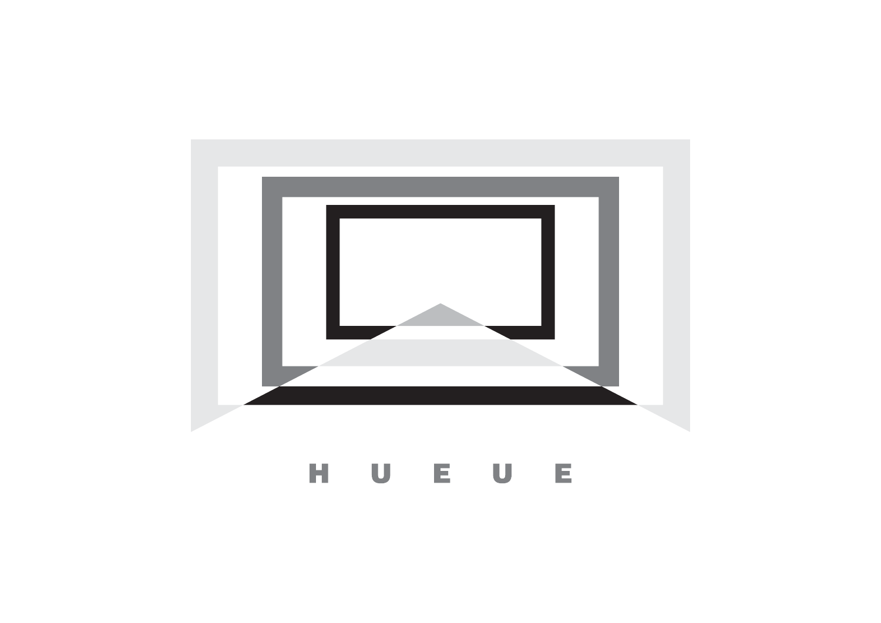H U E U E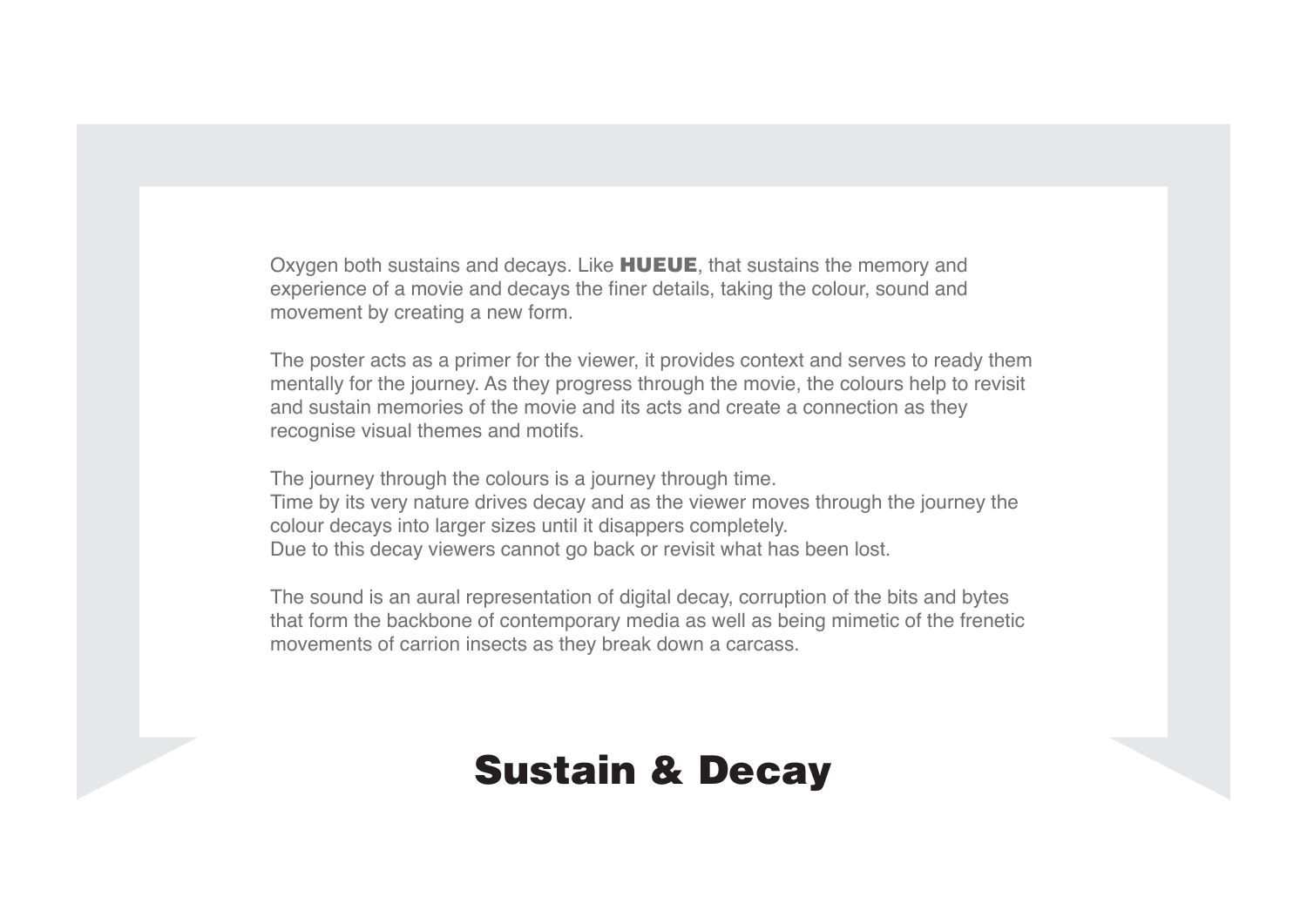Oxygen both sustains and decays. Like **HUEUE**, that sustains the memory and experience of a movie and decays the finer details, taking the colour, sound and movement by creating a new form.

The poster acts as a primer for the viewer, it provides context and serves to ready them mentally for the journey. As they progress through the movie, the colours help to revisit and sustain memories of the movie and its acts and create a connection as they recognise visual themes and motifs.

The journey through the colours is a journey through time.
Time by its very nature drives decay and as the viewer moves through the journey the colour decays into larger sizes until it disappers completely.
Due to this decay viewers cannot go back or revisit what has been lost.

The sound is an aural representation of digital decay, corruption of the bits and bytes that form the backbone of contemporary media as well as being mimetic of the frenetic movements of carrion insects as they break down a carcass.

# Sustain & Decay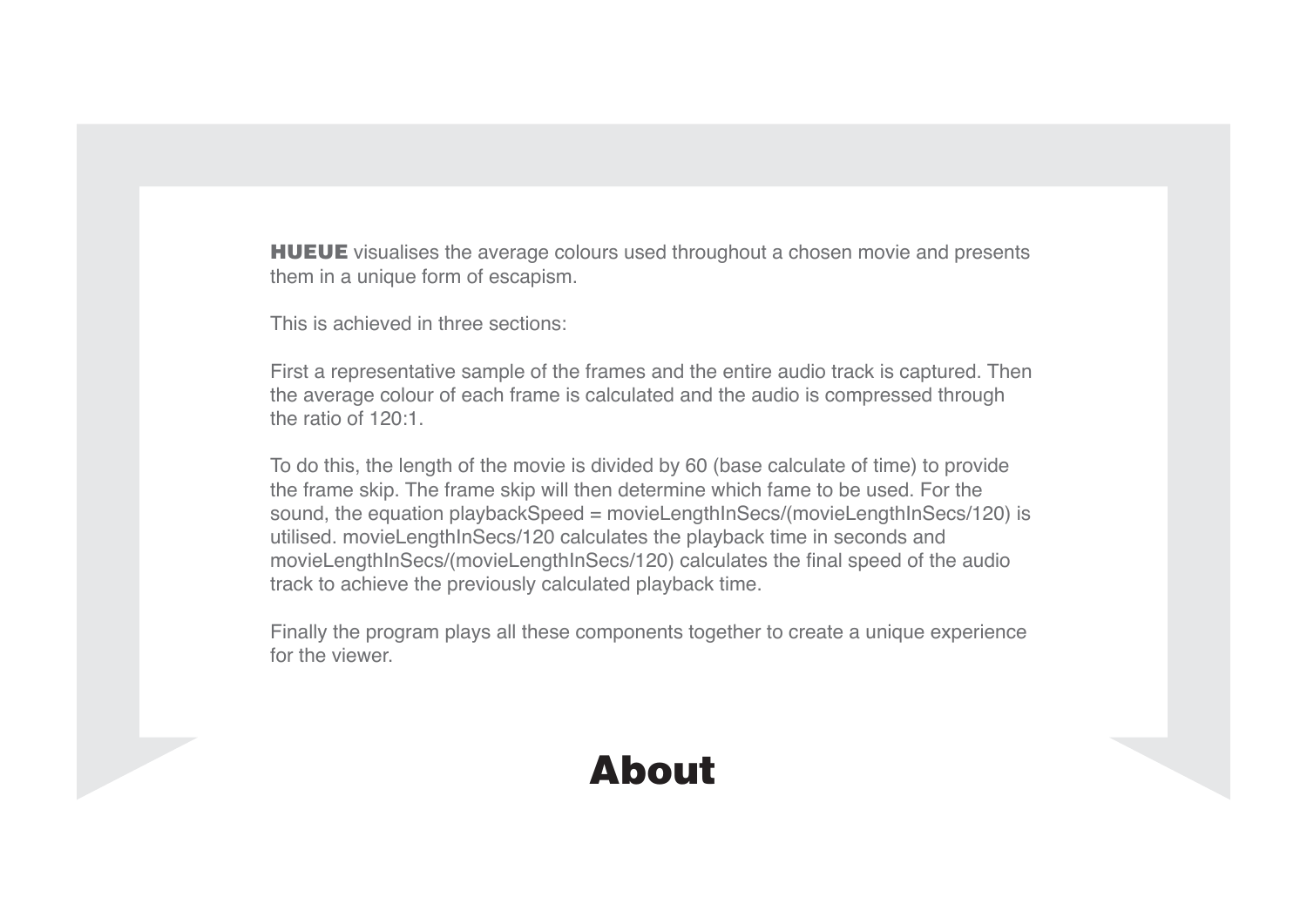**HUEUE** visualises the average colours used throughout a chosen movie and presents them in a unique form of escapism.

This is achieved in three sections:

First a representative sample of the frames and the entire audio track is captured. Then the average colour of each frame is calculated and the audio is compressed through the ratio of 120:1.

To do this, the length of the movie is divided by 60 (base calculate of time) to provide the frame skip. The frame skip will then determine which fame to be used. For the sound, the equation playbackSpeed = movieLengthInSecs/(movieLengthInSecs/120) is utilised. movieLengthInSecs/120 calculates the playback time in seconds and movieLengthInSecs/(movieLengthInSecs/120) calculates the final speed of the audio track to achieve the previously calculated playback time.

Finally the program plays all these components together to create a unique experience for the viewer.

# About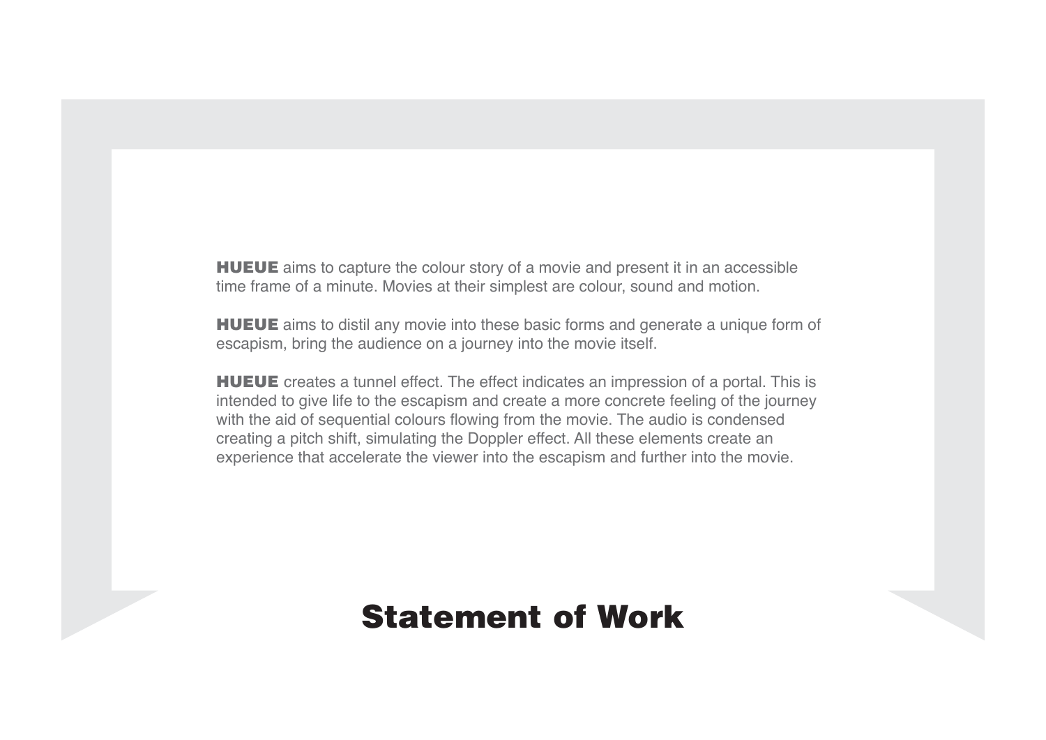**HUEUE** aims to capture the colour story of a movie and present it in an accessible time frame of a minute. Movies at their simplest are colour, sound and motion.

**HUEUE** aims to distil any movie into these basic forms and generate a unique form of escapism, bring the audience on a journey into the movie itself.

**HUEUE** creates a tunnel effect. The effect indicates an impression of a portal. This is intended to give life to the escapism and create a more concrete feeling of the journey with the aid of sequential colours flowing from the movie. The audio is condensed creating a pitch shift, simulating the Doppler effect. All these elements create an experience that accelerate the viewer into the escapism and further into the movie.

# Statement of Work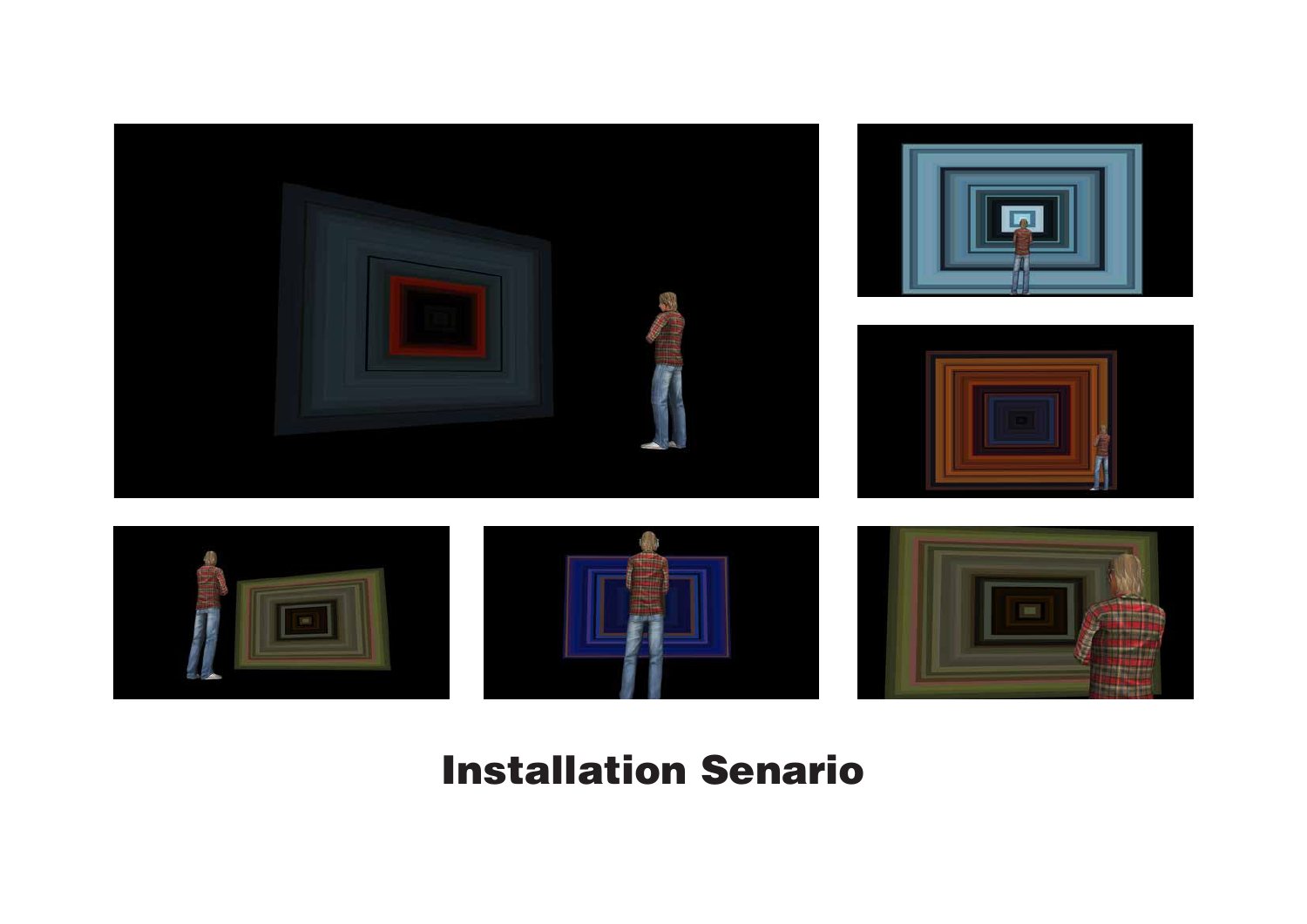# Installation Senario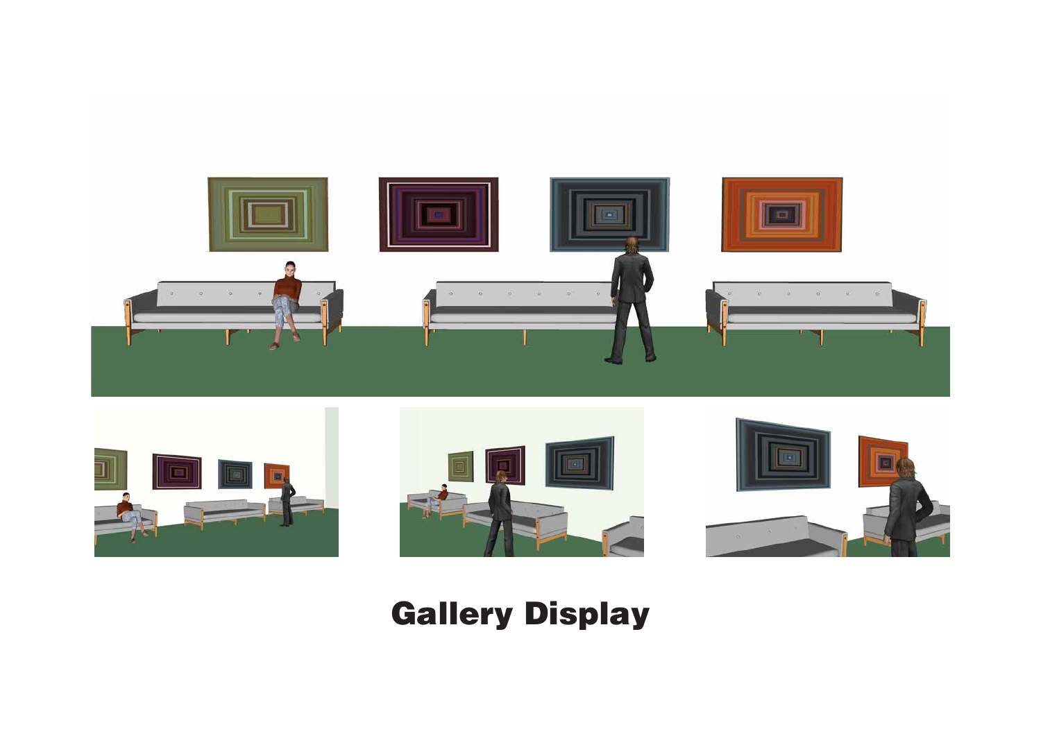# Gallery Display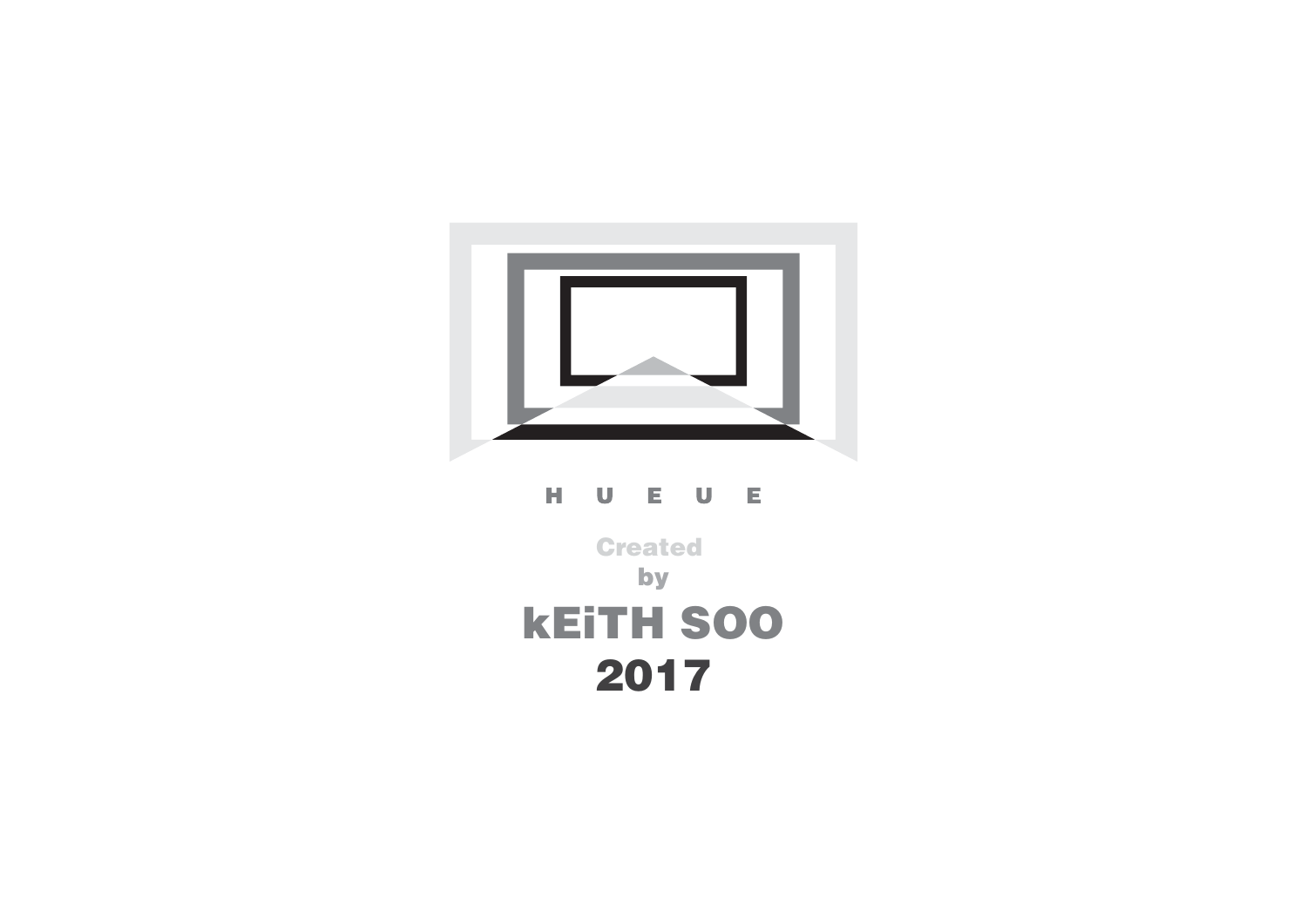H U E U E

Created
by

**kEiTH SOO**
**2017**